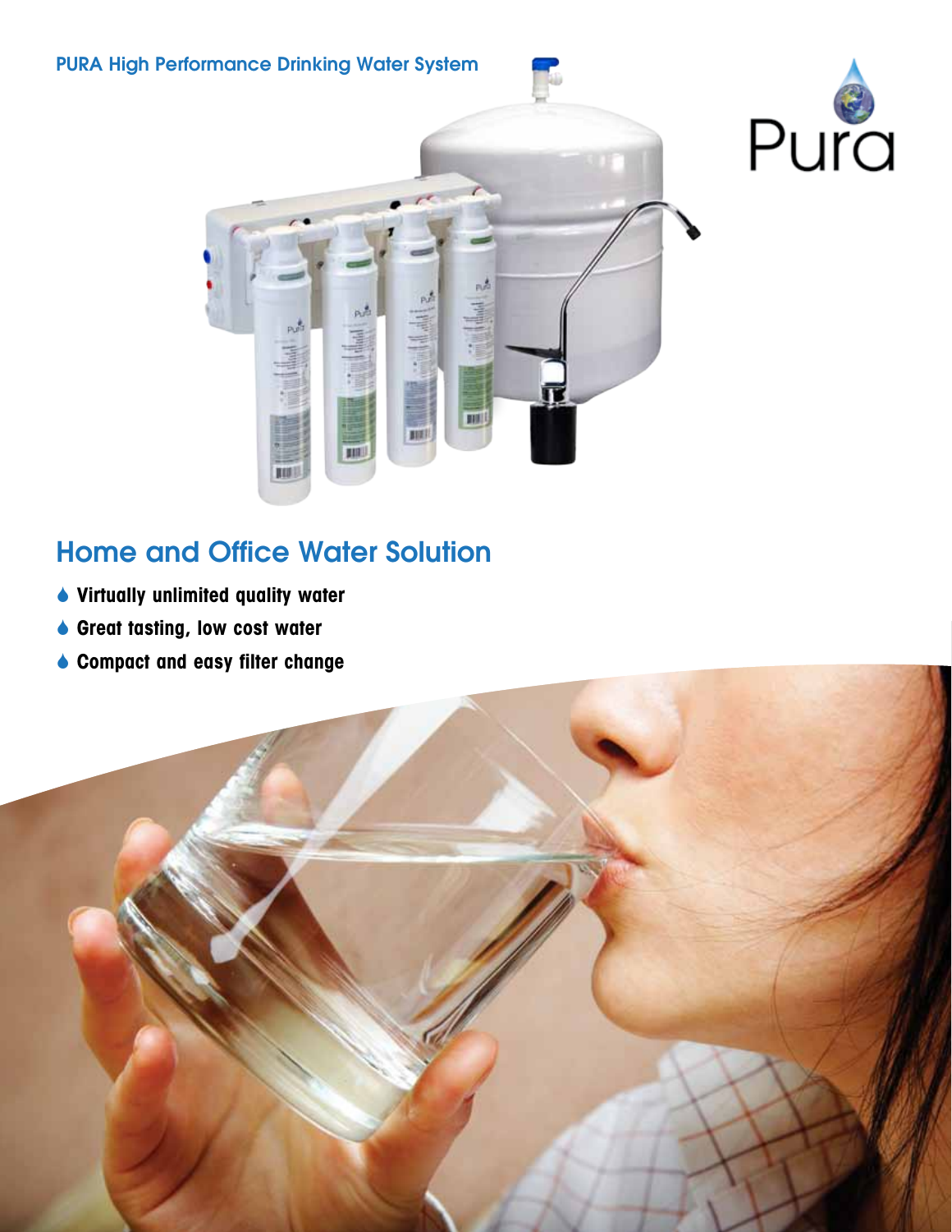PURA High Performance Drinking Water System

Pura

## Home and Office Water Solution

- **Virtually unlimited quality water**
- **Great tasting, low cost water**
- **Compact and easy filter change**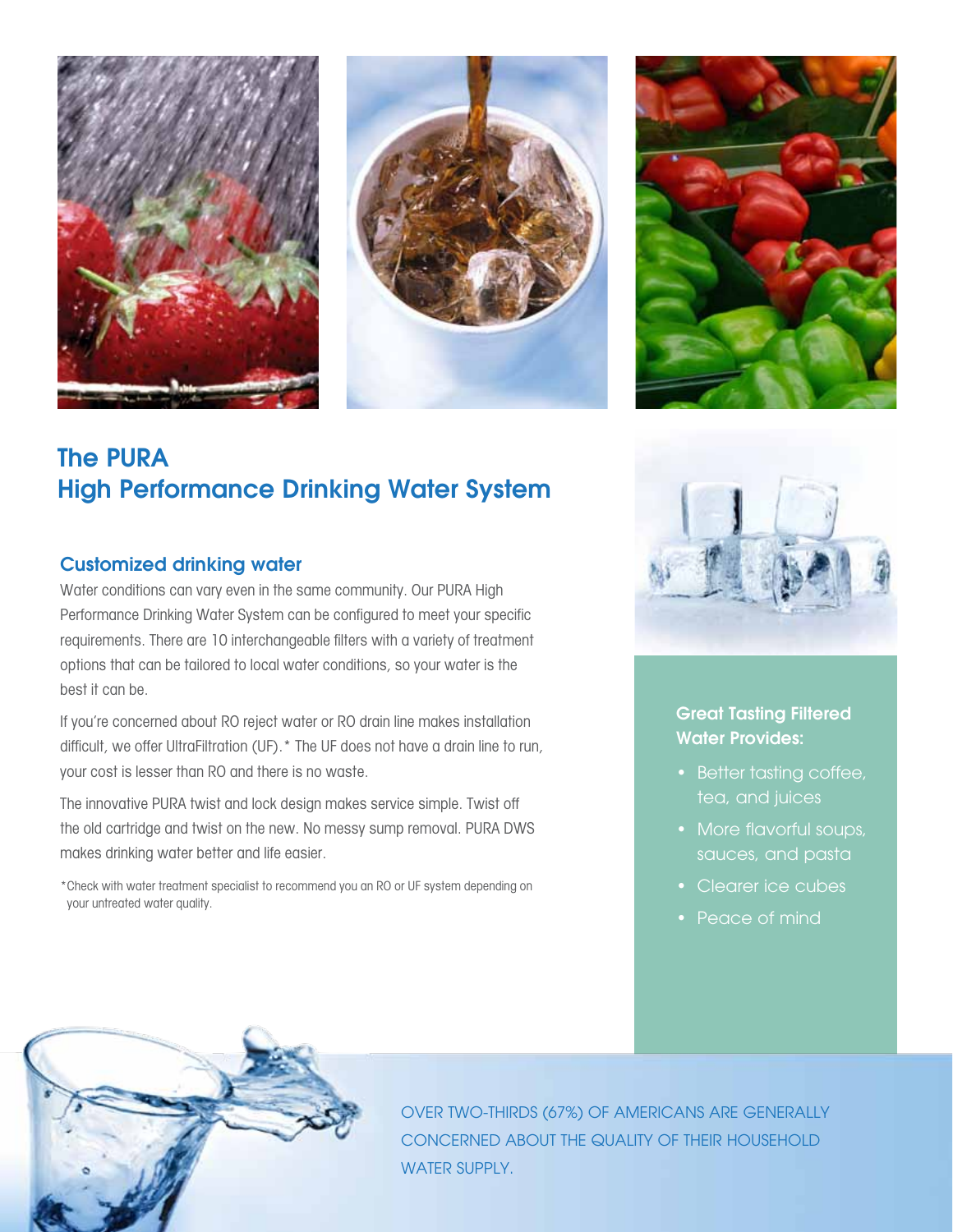# The PURA High Performance Drinking Water System

## Customized drinking water

Water conditions can vary even in the same community. Our PURA High Performance Drinking Water System can be configured to meet your specific requirements. There are 10 interchangeable filters with a variety of treatment options that can be tailored to local water conditions, so your water is the best it can be.

If you're concerned about RO reject water or RO drain line makes installation difficult, we offer UltraFiltration (UF).* The UF does not have a drain line to run, your cost is lesser than RO and there is no waste.

The innovative PURA twist and lock design makes service simple. Twist off the old cartridge and twist on the new. No messy sump removal. PURA DWS makes drinking water better and life easier.

*Check with water treatment specialist to recommend you an RO or UF system depending on your untreated water quality.

### Great Tasting Filtered Water Provides:

- Better tasting coffee, tea, and juices
- More flavorful soups, sauces, and pasta
- Clearer ice cubes
- Peace of mind

OVER TWO-THIRDS (67%) OF AMERICANS ARE GENERALLY CONCERNED ABOUT THE QUALITY OF THEIR HOUSEHOLD WATER SUPPLY.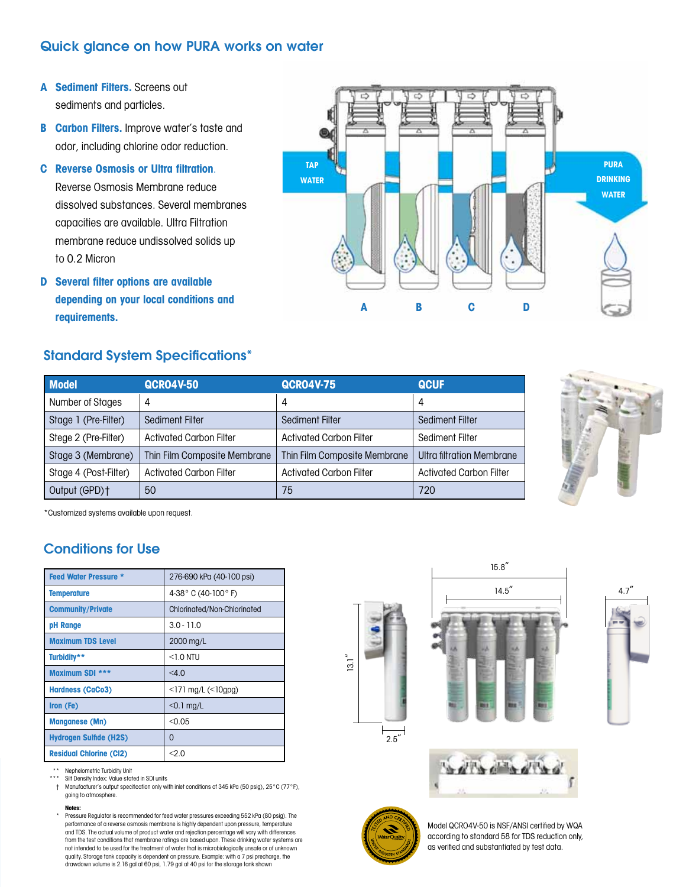## Quick glance on how PURA works on water

**A Sediment Filters.** Screens out sediments and particles.

**B Carbon Filters.** Improve water's taste and odor, including chlorine odor reduction.

**C Reverse Osmosis or Ultra filtration.** Reverse Osmosis Membrane reduce dissolved substances. Several membranes capacities are available. Ultra Filtration membrane reduce undissolved solids up to 0.2 Micron

**D Several filter options are available depending on your local conditions and requirements.**

TAP WATER → PURA DRINKING WATER

A B C D

## Standard System Specifications*

| Model | QCRO4V-50 | QCRO4V-75 | QCUF |
|---|---|---|---|
| Number of Stages | 4 | 4 | 4 |
| Stage 1 (Pre-Filter) | Sediment Filter | Sediment Filter | Sediment Filter |
| Stege 2 (Pre-Filter) | Activated Carbon Filter | Activated Carbon Filter | Sediment Filter |
| Stage 3 (Membrane) | Thin Film Composite Membrane | Thin Film Composite Membrane | Ultra filtration Membrane |
| Stage 4 (Post-Filter) | Activated Carbon Filter | Activated Carbon Filter | Activated Carbon Filter |
| Output (GPD)† | 50 | 75 | 720 |

*Customized systems available upon request.

## Conditions for Use

| | |
|---|---|
| Feed Water Pressure * | 276-690 kPa (40-100 psi) |
| Temperature | 4-38° C (40-100° F) |
| Community/Private | Chlorinated/Non-Chlorinated |
| pH Range | 3.0 - 11.0 |
| Maximum TDS Level | 2000 mg/L |
| Turbidity** | <1.0 NTU |
| Maximum SDI *** | <4.0 |
| Hardness (CaCo3) | <171 mg/L (<10gpg) |
| Iron (Fe) | <0.1 mg/L |
| Manganese (Mn) | <0.05 |
| Hydrogen Sulfide (H2S) | 0 |
| Residual Chlorine (Cl2) | <2.0 |

** Nephelometric Turbidity Unit

*** Silt Density Index: Value stated in SDI units

† Manufacturer's output specification only with inlet conditions of 345 kPa (50 psig), 25°C (77°F), going to atmosphere.

**Notes:**

* Pressure Regulator is recommended for feed water pressures exceeding 552 kPa (80 psig). The performance of a reverse osmosis membrane is highly dependent upon pressure, temperature and TDS. The actual volume of product water and rejection percentage will vary with differences from the test conditions that membrane ratings are based upon. These drinking water systems are not intended to be used for the treatment of water that is microbiologically unsafe or of unknown quality. Storage tank capacity is dependent on pressure. Example: with a 7 psi precharge, the drawdown volume is 2.16 gal at 60 psi, 1.79 gal at 40 psi for the storage tank shown

15.8" 14.5" 4.7" 13.1" 2.5"

Model QCRO4V-50 is NSF/ANSI certified by WQA according to standard 58 for TDS reduction only, as verified and substantiated by test data.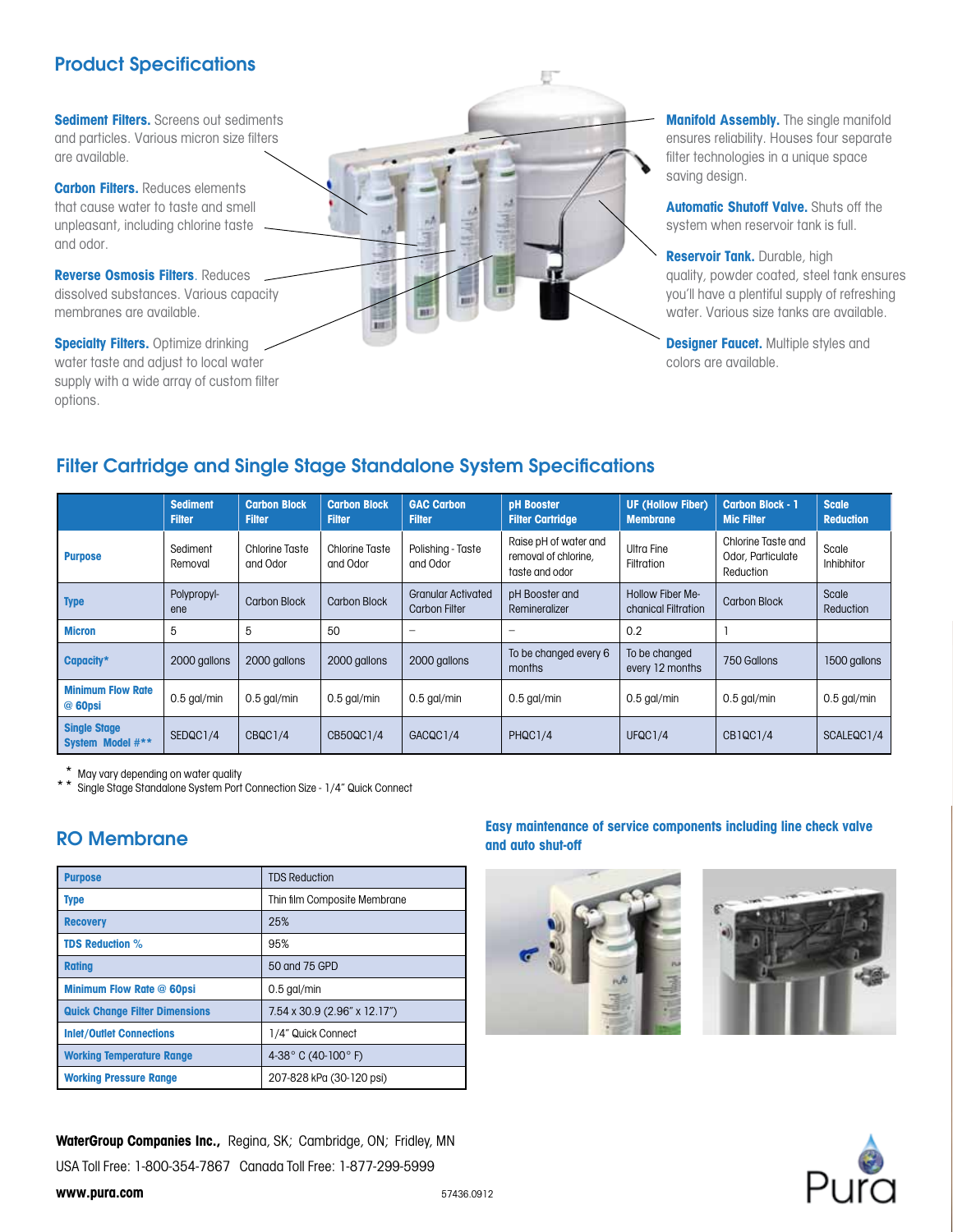## Product Specifications

**Sediment Filters.** Screens out sediments and particles. Various micron size filters are available.

**Carbon Filters.** Reduces elements that cause water to taste and smell unpleasant, including chlorine taste and odor.

**Reverse Osmosis Filters**. Reduces dissolved substances. Various capacity membranes are available.

**Specialty Filters.** Optimize drinking water taste and adjust to local water supply with a wide array of custom filter options.

**Manifold Assembly.** The single manifold ensures reliability. Houses four separate filter technologies in a unique space saving design.

**Automatic Shutoff Valve.** Shuts off the system when reservoir tank is full.

**Reservoir Tank.** Durable, high quality, powder coated, steel tank ensures you'll have a plentiful supply of refreshing water. Various size tanks are available.

**Designer Faucet.** Multiple styles and colors are available.

## Filter Cartridge and Single Stage Standalone System Specifications

| | Sediment Filter | Carbon Block Filter | Carbon Block Filter | GAC Carbon Filter | pH Booster Filter Cartridge | UF (Hollow Fiber) Membrane | Carbon Block - 1 Mic Filter | Scale Reduction |
|---|---|---|---|---|---|---|---|---|
| **Purpose** | Sediment Removal | Chlorine Taste and Odor | Chlorine Taste and Odor | Polishing - Taste and Odor | Raise pH of water and removal of chlorine, taste and odor | Ultra Fine Filtration | Chlorine Taste and Odor, Particulate Reduction | Scale Inhibitor |
| **Type** | Polypropylene | Carbon Block | Carbon Block | Granular Activated Carbon Filter | pH Booster and Remineralizer | Hollow Fiber Mechanical Filtration | Carbon Block | Scale Reduction |
| **Micron** | 5 | 5 | 50 | – | – | 0.2 | 1 | |
| **Capacity*** | 2000 gallons | 2000 gallons | 2000 gallons | 2000 gallons | To be changed every 6 months | To be changed every 12 months | 750 Gallons | 1500 gallons |
| **Minimum Flow Rate @ 60psi** | 0.5 gal/min | 0.5 gal/min | 0.5 gal/min | 0.5 gal/min | 0.5 gal/min | 0.5 gal/min | 0.5 gal/min | 0.5 gal/min |
| **Single Stage System Model #**** | SEDQC1/4 | CBQC1/4 | CB50QC1/4 | GACQC1/4 | PHQC1/4 | UFQC1/4 | CB1QC1/4 | SCALEQC1/4 |

\* May vary depending on water quality
\*\* Single Stage Standalone System Port Connection Size - 1/4" Quick Connect

## RO Membrane

| | |
|---|---|
| **Purpose** | TDS Reduction |
| **Type** | Thin film Composite Membrane |
| **Recovery** | 25% |
| **TDS Reduction %** | 95% |
| **Rating** | 50 and 75 GPD |
| **Minimum Flow Rate @ 60psi** | 0.5 gal/min |
| **Quick Change Filter Dimensions** | 7.54 x 30.9 (2.96" x 12.17") |
| **Inlet/Outlet Connections** | 1/4" Quick Connect |
| **Working Temperature Range** | 4-38° C (40-100° F) |
| **Working Pressure Range** | 207-828 kPa (30-120 psi) |

**Easy maintenance of service components including line check valve and auto shut-off**

**WaterGroup Companies Inc.,** Regina, SK; Cambridge, ON; Fridley, MN
USA Toll Free: 1-800-354-7867 Canada Toll Free: 1-877-299-5999
**www.pura.com**

57436.0912

Pura